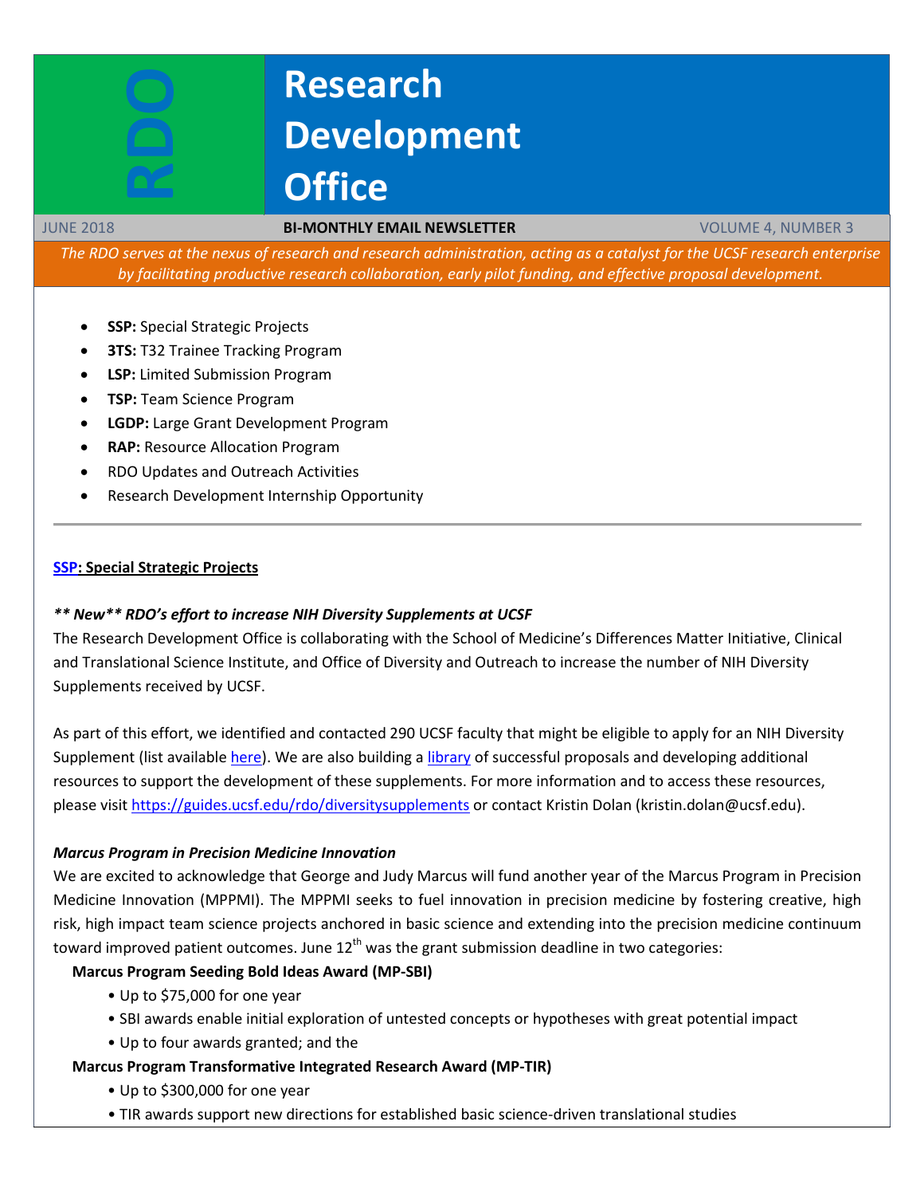# RDO Research Development Office

JUNE 2018 | **BI-MONTHLY EMAIL NEWSLETTER** | VOLUME 4, NUMBER 3

*The RDO serves at the nexus of research and research administration, acting as a catalyst for the UCSF research enterprise by facilitating productive research collaboration, early pilot funding, and effective proposal development.*

- **SSP:** Special Strategic Projects
- **3TS:** T32 Trainee Tracking Program
- **LSP:** Limited Submission Program
- **TSP:** Team Science Program
- **LGDP:** Large Grant Development Program
- **RAP:** Resource Allocation Program
- RDO Updates and Outreach Activities
- Research Development Internship Opportunity

---

## SSP: Special Strategic Projects

***\*\* New\*\* RDO's effort to increase NIH Diversity Supplements at UCSF***

The Research Development Office is collaborating with the School of Medicine's Differences Matter Initiative, Clinical and Translational Science Institute, and Office of Diversity and Outreach to increase the number of NIH Diversity Supplements received by UCSF.

As part of this effort, we identified and contacted 290 UCSF faculty that might be eligible to apply for an NIH Diversity Supplement (list available here). We are also building a library of successful proposals and developing additional resources to support the development of these supplements. For more information and to access these resources, please visit https://guides.ucsf.edu/rdo/diversitysupplements or contact Kristin Dolan (kristin.dolan@ucsf.edu).

***Marcus Program in Precision Medicine Innovation***

We are excited to acknowledge that George and Judy Marcus will fund another year of the Marcus Program in Precision Medicine Innovation (MPPMI). The MPPMI seeks to fuel innovation in precision medicine by fostering creative, high risk, high impact team science projects anchored in basic science and extending into the precision medicine continuum toward improved patient outcomes. June 12th was the grant submission deadline in two categories:

**Marcus Program Seeding Bold Ideas Award (MP-SBI)**

- Up to $75,000 for one year
- SBI awards enable initial exploration of untested concepts or hypotheses with great potential impact
- Up to four awards granted; and the

**Marcus Program Transformative Integrated Research Award (MP-TIR)**

- Up to $300,000 for one year
- TIR awards support new directions for established basic science-driven translational studies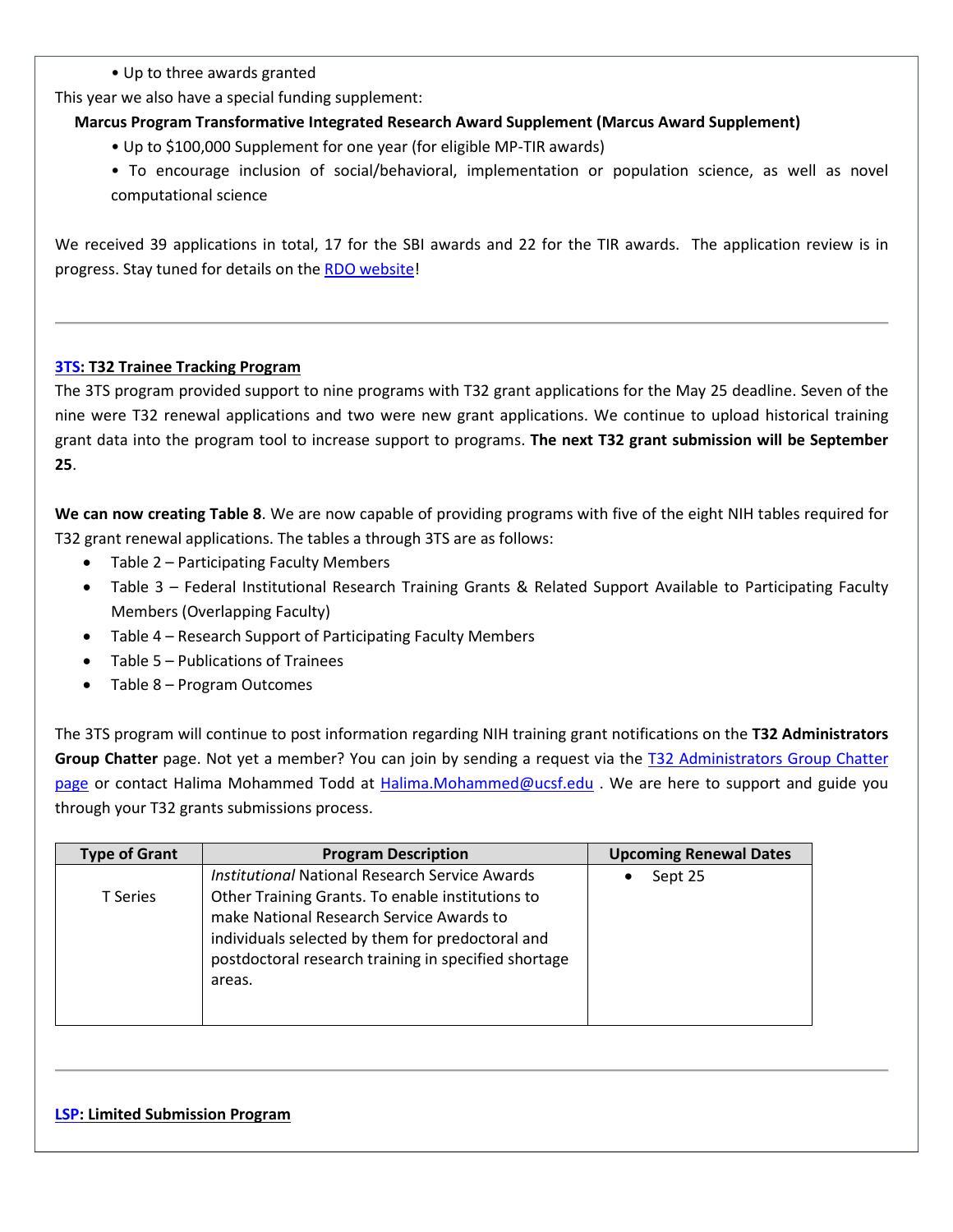- Up to three awards granted

This year we also have a special funding supplement:

**Marcus Program Transformative Integrated Research Award Supplement (Marcus Award Supplement)**

- Up to $100,000 Supplement for one year (for eligible MP-TIR awards)
- To encourage inclusion of social/behavioral, implementation or population science, as well as novel computational science

We received 39 applications in total, 17 for the SBI awards and 22 for the TIR awards. The application review is in progress. Stay tuned for details on the RDO website!

---

## 3TS: T32 Trainee Tracking Program

The 3TS program provided support to nine programs with T32 grant applications for the May 25 deadline. Seven of the nine were T32 renewal applications and two were new grant applications. We continue to upload historical training grant data into the program tool to increase support to programs. **The next T32 grant submission will be September 25**.

**We can now creating Table 8**. We are now capable of providing programs with five of the eight NIH tables required for T32 grant renewal applications. The tables a through 3TS are as follows:

- Table 2 – Participating Faculty Members
- Table 3 – Federal Institutional Research Training Grants & Related Support Available to Participating Faculty Members (Overlapping Faculty)
- Table 4 – Research Support of Participating Faculty Members
- Table 5 – Publications of Trainees
- Table 8 – Program Outcomes

The 3TS program will continue to post information regarding NIH training grant notifications on the **T32 Administrators Group Chatter** page. Not yet a member? You can join by sending a request via the T32 Administrators Group Chatter page or contact Halima Mohammed Todd at Halima.Mohammed@ucsf.edu . We are here to support and guide you through your T32 grants submissions process.

| Type of Grant | Program Description | Upcoming Renewal Dates |
|---|---|---|
| T Series | *Institutional* National Research Service Awards Other Training Grants. To enable institutions to make National Research Service Awards to individuals selected by them for predoctoral and postdoctoral research training in specified shortage areas. | • Sept 25 |

---

## LSP: Limited Submission Program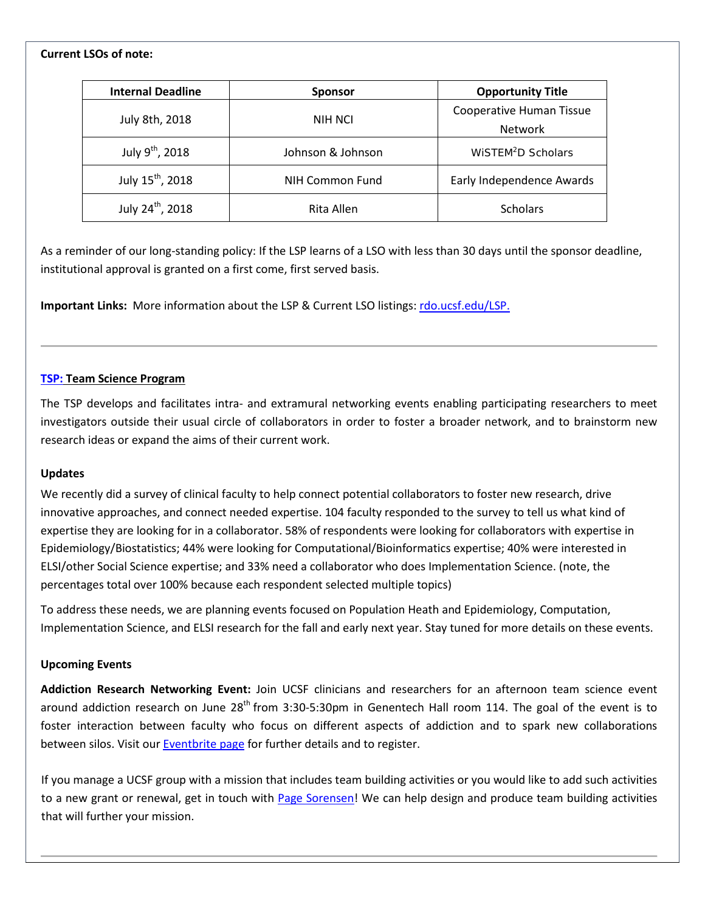**Current LSOs of note:**

| Internal Deadline | Sponsor | Opportunity Title |
|---|---|---|
| July 8th, 2018 | NIH NCI | Cooperative Human Tissue Network |
| July 9th, 2018 | Johnson & Johnson | WiSTEM$^2$D Scholars |
| July 15th, 2018 | NIH Common Fund | Early Independence Awards |
| July 24th, 2018 | Rita Allen | Scholars |

As a reminder of our long-standing policy: If the LSP learns of a LSO with less than 30 days until the sponsor deadline, institutional approval is granted on a first come, first served basis.

**Important Links:** More information about the LSP & Current LSO listings: rdo.ucsf.edu/LSP.

---

## TSP: Team Science Program

The TSP develops and facilitates intra- and extramural networking events enabling participating researchers to meet investigators outside their usual circle of collaborators in order to foster a broader network, and to brainstorm new research ideas or expand the aims of their current work.

### Updates

We recently did a survey of clinical faculty to help connect potential collaborators to foster new research, drive innovative approaches, and connect needed expertise. 104 faculty responded to the survey to tell us what kind of expertise they are looking for in a collaborator. 58% of respondents were looking for collaborators with expertise in Epidemiology/Biostatistics; 44% were looking for Computational/Bioinformatics expertise; 40% were interested in ELSI/other Social Science expertise; and 33% need a collaborator who does Implementation Science. (note, the percentages total over 100% because each respondent selected multiple topics)

To address these needs, we are planning events focused on Population Heath and Epidemiology, Computation, Implementation Science, and ELSI research for the fall and early next year. Stay tuned for more details on these events.

### Upcoming Events

**Addiction Research Networking Event:** Join UCSF clinicians and researchers for an afternoon team science event around addiction research on June 28th from 3:30-5:30pm in Genentech Hall room 114. The goal of the event is to foster interaction between faculty who focus on different aspects of addiction and to spark new collaborations between silos. Visit our Eventbrite page for further details and to register.

If you manage a UCSF group with a mission that includes team building activities or you would like to add such activities to a new grant or renewal, get in touch with Page Sorensen! We can help design and produce team building activities that will further your mission.

---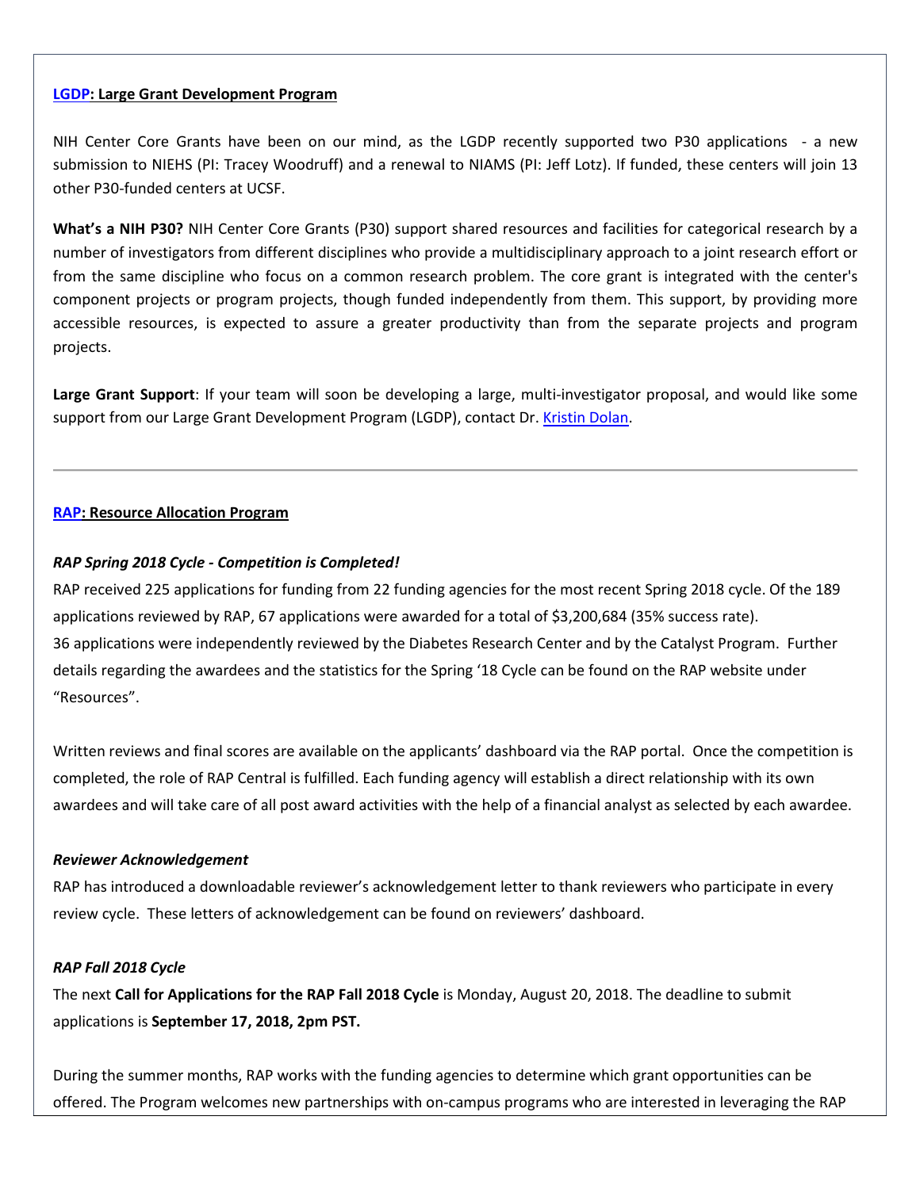### **[LGDP](#): Large Grant Development Program**

NIH Center Core Grants have been on our mind, as the LGDP recently supported two P30 applications - a new submission to NIEHS (PI: Tracey Woodruff) and a renewal to NIAMS (PI: Jeff Lotz). If funded, these centers will join 13 other P30-funded centers at UCSF.

**What's a NIH P30?** NIH Center Core Grants (P30) support shared resources and facilities for categorical research by a number of investigators from different disciplines who provide a multidisciplinary approach to a joint research effort or from the same discipline who focus on a common research problem. The core grant is integrated with the center's component projects or program projects, though funded independently from them. This support, by providing more accessible resources, is expected to assure a greater productivity than from the separate projects and program projects.

**Large Grant Support**: If your team will soon be developing a large, multi-investigator proposal, and would like some support from our Large Grant Development Program (LGDP), contact Dr. [Kristin Dolan](#).

---

### **[RAP](#): Resource Allocation Program**

***RAP Spring 2018 Cycle - Competition is Completed!***

RAP received 225 applications for funding from 22 funding agencies for the most recent Spring 2018 cycle. Of the 189 applications reviewed by RAP, 67 applications were awarded for a total of $3,200,684 (35% success rate). 36 applications were independently reviewed by the Diabetes Research Center and by the Catalyst Program. Further details regarding the awardees and the statistics for the Spring '18 Cycle can be found on the RAP website under "Resources".

Written reviews and final scores are available on the applicants' dashboard via the RAP portal. Once the competition is completed, the role of RAP Central is fulfilled. Each funding agency will establish a direct relationship with its own awardees and will take care of all post award activities with the help of a financial analyst as selected by each awardee.

***Reviewer Acknowledgement***

RAP has introduced a downloadable reviewer's acknowledgement letter to thank reviewers who participate in every review cycle. These letters of acknowledgement can be found on reviewers' dashboard.

***RAP Fall 2018 Cycle***

The next **Call for Applications for the RAP Fall 2018 Cycle** is Monday, August 20, 2018. The deadline to submit applications is **September 17, 2018, 2pm PST.**

During the summer months, RAP works with the funding agencies to determine which grant opportunities can be offered. The Program welcomes new partnerships with on-campus programs who are interested in leveraging the RAP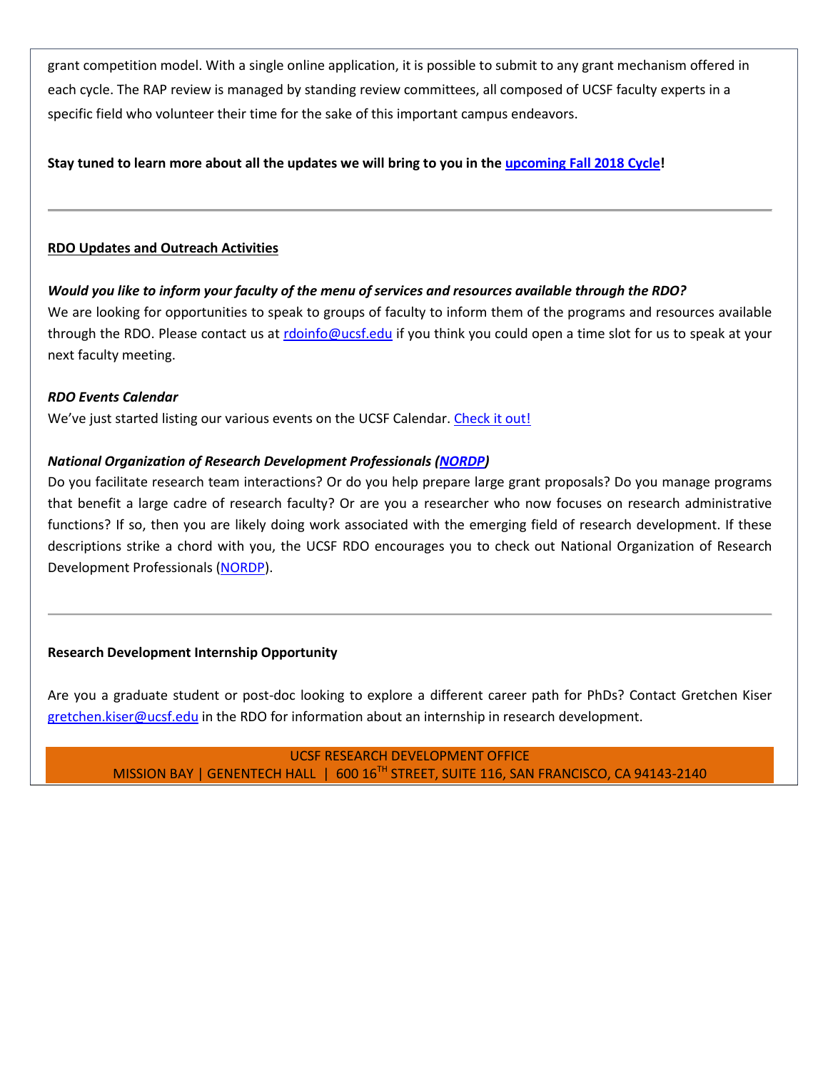grant competition model. With a single online application, it is possible to submit to any grant mechanism offered in each cycle. The RAP review is managed by standing review committees, all composed of UCSF faculty experts in a specific field who volunteer their time for the sake of this important campus endeavors.

**Stay tuned to learn more about all the updates we will bring to you in the upcoming Fall 2018 Cycle!**

---

**RDO Updates and Outreach Activities**

***Would you like to inform your faculty of the menu of services and resources available through the RDO?***
We are looking for opportunities to speak to groups of faculty to inform them of the programs and resources available through the RDO. Please contact us at rdoinfo@ucsf.edu if you think you could open a time slot for us to speak at your next faculty meeting.

***RDO Events Calendar***
We've just started listing our various events on the UCSF Calendar. Check it out!

***National Organization of Research Development Professionals (NORDP)***
Do you facilitate research team interactions? Or do you help prepare large grant proposals? Do you manage programs that benefit a large cadre of research faculty? Or are you a researcher who now focuses on research administrative functions? If so, then you are likely doing work associated with the emerging field of research development. If these descriptions strike a chord with you, the UCSF RDO encourages you to check out National Organization of Research Development Professionals (NORDP).

---

**Research Development Internship Opportunity**

Are you a graduate student or post-doc looking to explore a different career path for PhDs? Contact Gretchen Kiser gretchen.kiser@ucsf.edu in the RDO for information about an internship in research development.

UCSF RESEARCH DEVELOPMENT OFFICE
MISSION BAY | GENENTECH HALL | 600 16TH STREET, SUITE 116, SAN FRANCISCO, CA 94143-2140